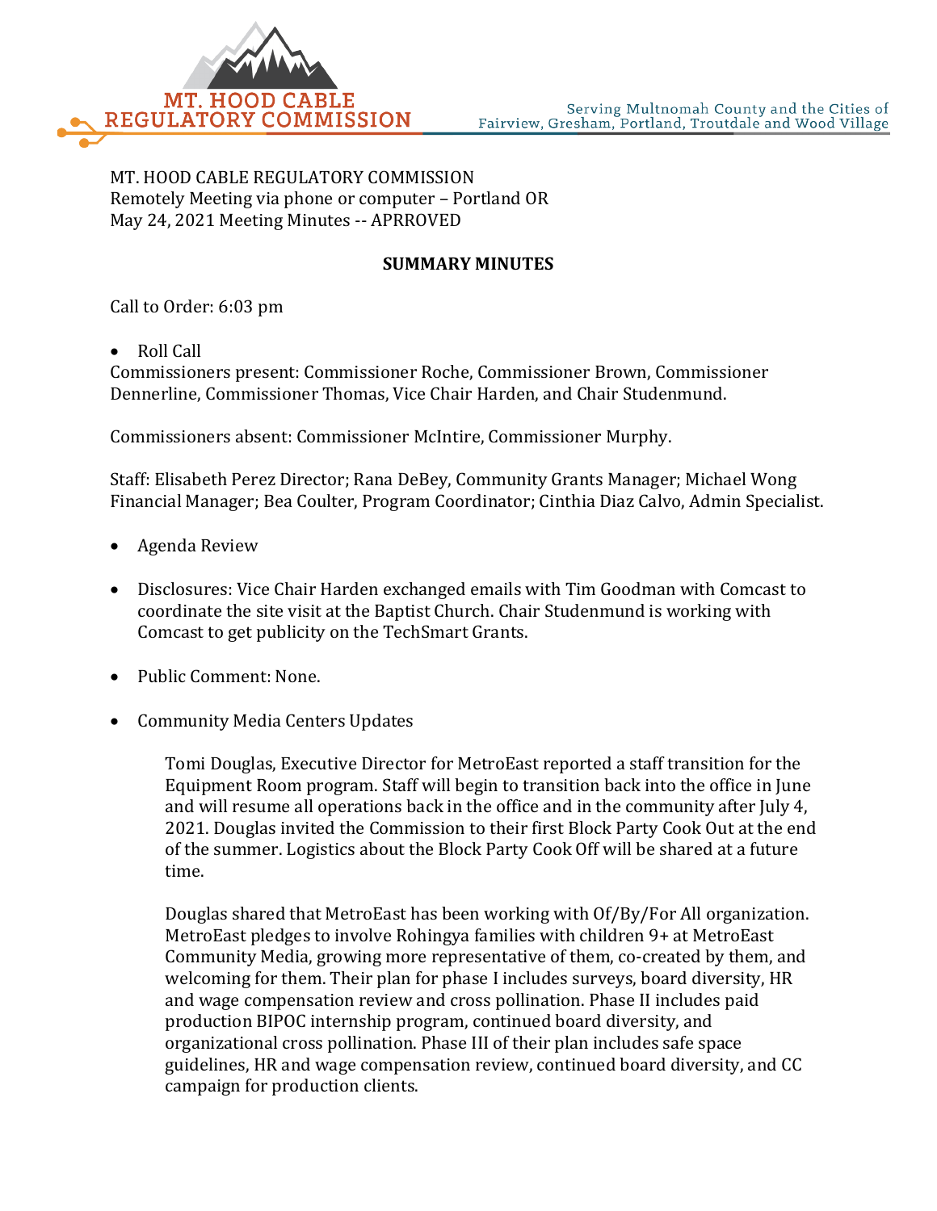MT. HOOD CABLE REGULATORY COMMISSION

Serving Multnomah County and the Cities of Fairview, Gresham, Portland, Troutdale and Wood Village

MT. HOOD CABLE REGULATORY COMMISSION
Remotely Meeting via phone or computer – Portland OR
May 24, 2021 Meeting Minutes -- APRROVED

**SUMMARY MINUTES**

Call to Order: 6:03 pm

- Roll Call

Commissioners present: Commissioner Roche, Commissioner Brown, Commissioner Dennerline, Commissioner Thomas, Vice Chair Harden, and Chair Studenmund.

Commissioners absent: Commissioner McIntire, Commissioner Murphy.

Staff: Elisabeth Perez Director; Rana DeBey, Community Grants Manager; Michael Wong Financial Manager; Bea Coulter, Program Coordinator; Cinthia Diaz Calvo, Admin Specialist.

- Agenda Review
- Disclosures: Vice Chair Harden exchanged emails with Tim Goodman with Comcast to coordinate the site visit at the Baptist Church. Chair Studenmund is working with Comcast to get publicity on the TechSmart Grants.
- Public Comment: None.
- Community Media Centers Updates

  Tomi Douglas, Executive Director for MetroEast reported a staff transition for the Equipment Room program. Staff will begin to transition back into the office in June and will resume all operations back in the office and in the community after July 4, 2021. Douglas invited the Commission to their first Block Party Cook Out at the end of the summer. Logistics about the Block Party Cook Off will be shared at a future time.

  Douglas shared that MetroEast has been working with Of/By/For All organization. MetroEast pledges to involve Rohingya families with children 9+ at MetroEast Community Media, growing more representative of them, co-created by them, and welcoming for them. Their plan for phase I includes surveys, board diversity, HR and wage compensation review and cross pollination. Phase II includes paid production BIPOC internship program, continued board diversity, and organizational cross pollination. Phase III of their plan includes safe space guidelines, HR and wage compensation review, continued board diversity, and CC campaign for production clients.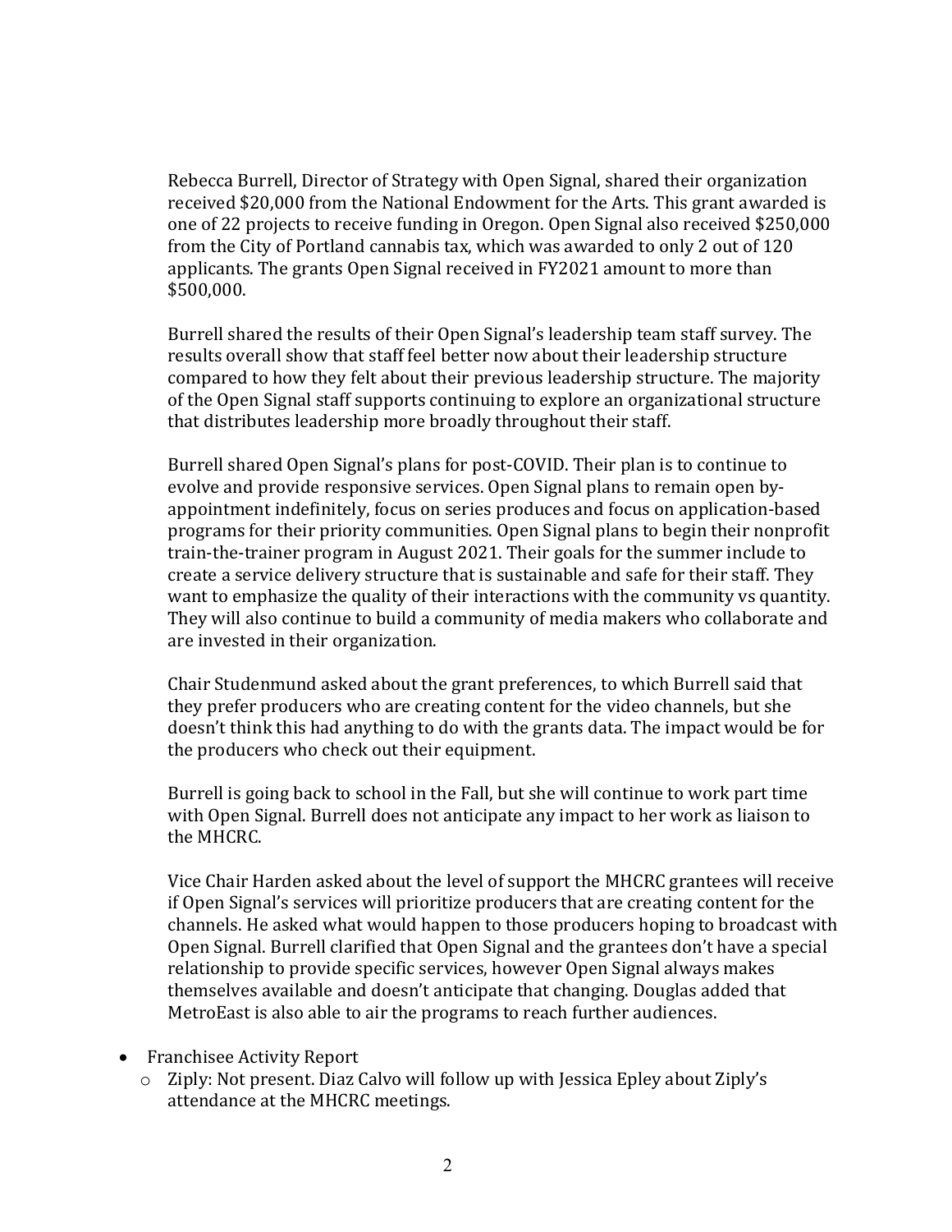Rebecca Burrell, Director of Strategy with Open Signal, shared their organization received $20,000 from the National Endowment for the Arts. This grant awarded is one of 22 projects to receive funding in Oregon. Open Signal also received $250,000 from the City of Portland cannabis tax, which was awarded to only 2 out of 120 applicants. The grants Open Signal received in FY2021 amount to more than $500,000.

Burrell shared the results of their Open Signal's leadership team staff survey. The results overall show that staff feel better now about their leadership structure compared to how they felt about their previous leadership structure. The majority of the Open Signal staff supports continuing to explore an organizational structure that distributes leadership more broadly throughout their staff.

Burrell shared Open Signal's plans for post-COVID. Their plan is to continue to evolve and provide responsive services. Open Signal plans to remain open by-appointment indefinitely, focus on series produces and focus on application-based programs for their priority communities. Open Signal plans to begin their nonprofit train-the-trainer program in August 2021. Their goals for the summer include to create a service delivery structure that is sustainable and safe for their staff. They want to emphasize the quality of their interactions with the community vs quantity. They will also continue to build a community of media makers who collaborate and are invested in their organization.

Chair Studenmund asked about the grant preferences, to which Burrell said that they prefer producers who are creating content for the video channels, but she doesn't think this had anything to do with the grants data. The impact would be for the producers who check out their equipment.

Burrell is going back to school in the Fall, but she will continue to work part time with Open Signal. Burrell does not anticipate any impact to her work as liaison to the MHCRC.

Vice Chair Harden asked about the level of support the MHCRC grantees will receive if Open Signal's services will prioritize producers that are creating content for the channels. He asked what would happen to those producers hoping to broadcast with Open Signal. Burrell clarified that Open Signal and the grantees don't have a special relationship to provide specific services, however Open Signal always makes themselves available and doesn't anticipate that changing. Douglas added that MetroEast is also able to air the programs to reach further audiences.

- Franchisee Activity Report
  - Ziply: Not present. Diaz Calvo will follow up with Jessica Epley about Ziply's attendance at the MHCRC meetings.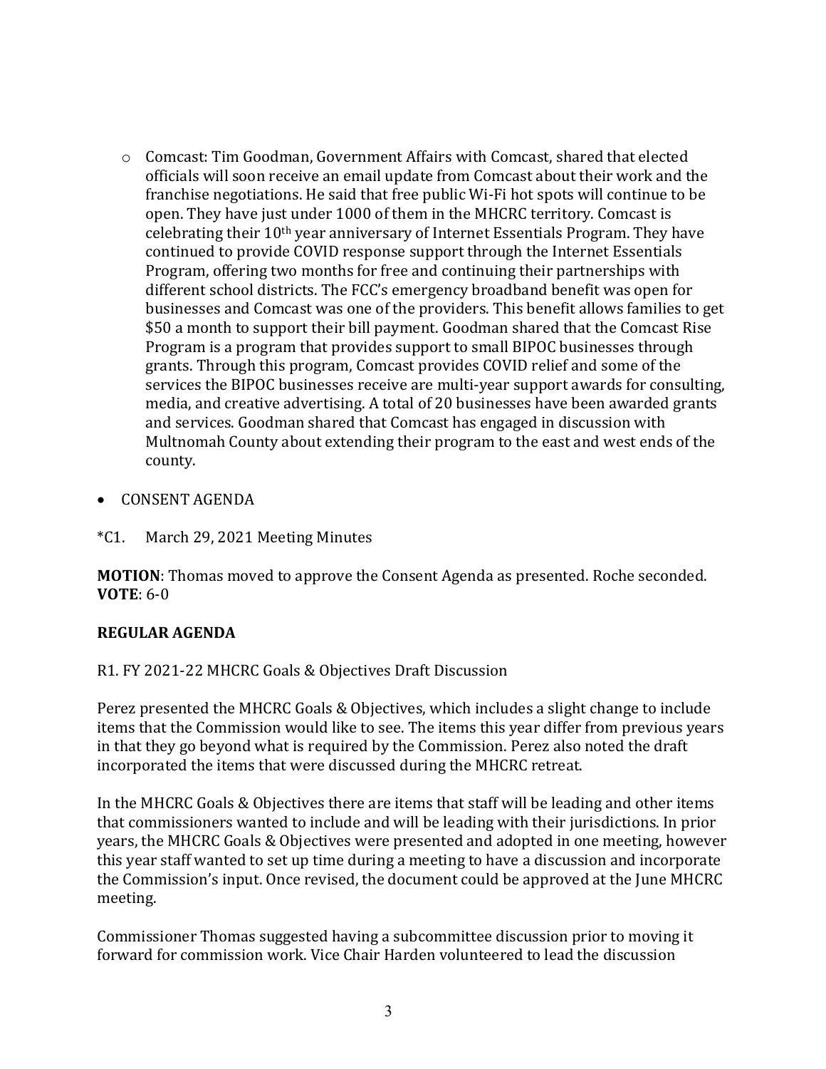- Comcast: Tim Goodman, Government Affairs with Comcast, shared that elected officials will soon receive an email update from Comcast about their work and the franchise negotiations. He said that free public Wi-Fi hot spots will continue to be open. They have just under 1000 of them in the MHCRC territory. Comcast is celebrating their 10th year anniversary of Internet Essentials Program. They have continued to provide COVID response support through the Internet Essentials Program, offering two months for free and continuing their partnerships with different school districts. The FCC's emergency broadband benefit was open for businesses and Comcast was one of the providers. This benefit allows families to get $50 a month to support their bill payment. Goodman shared that the Comcast Rise Program is a program that provides support to small BIPOC businesses through grants. Through this program, Comcast provides COVID relief and some of the services the BIPOC businesses receive are multi-year support awards for consulting, media, and creative advertising. A total of 20 businesses have been awarded grants and services. Goodman shared that Comcast has engaged in discussion with Multnomah County about extending their program to the east and west ends of the county.

- CONSENT AGENDA

*C1. March 29, 2021 Meeting Minutes

**MOTION**: Thomas moved to approve the Consent Agenda as presented. Roche seconded.
**VOTE**: 6-0

**REGULAR AGENDA**

R1. FY 2021-22 MHCRC Goals & Objectives Draft Discussion

Perez presented the MHCRC Goals & Objectives, which includes a slight change to include items that the Commission would like to see. The items this year differ from previous years in that they go beyond what is required by the Commission. Perez also noted the draft incorporated the items that were discussed during the MHCRC retreat.

In the MHCRC Goals & Objectives there are items that staff will be leading and other items that commissioners wanted to include and will be leading with their jurisdictions. In prior years, the MHCRC Goals & Objectives were presented and adopted in one meeting, however this year staff wanted to set up time during a meeting to have a discussion and incorporate the Commission's input. Once revised, the document could be approved at the June MHCRC meeting.

Commissioner Thomas suggested having a subcommittee discussion prior to moving it forward for commission work. Vice Chair Harden volunteered to lead the discussion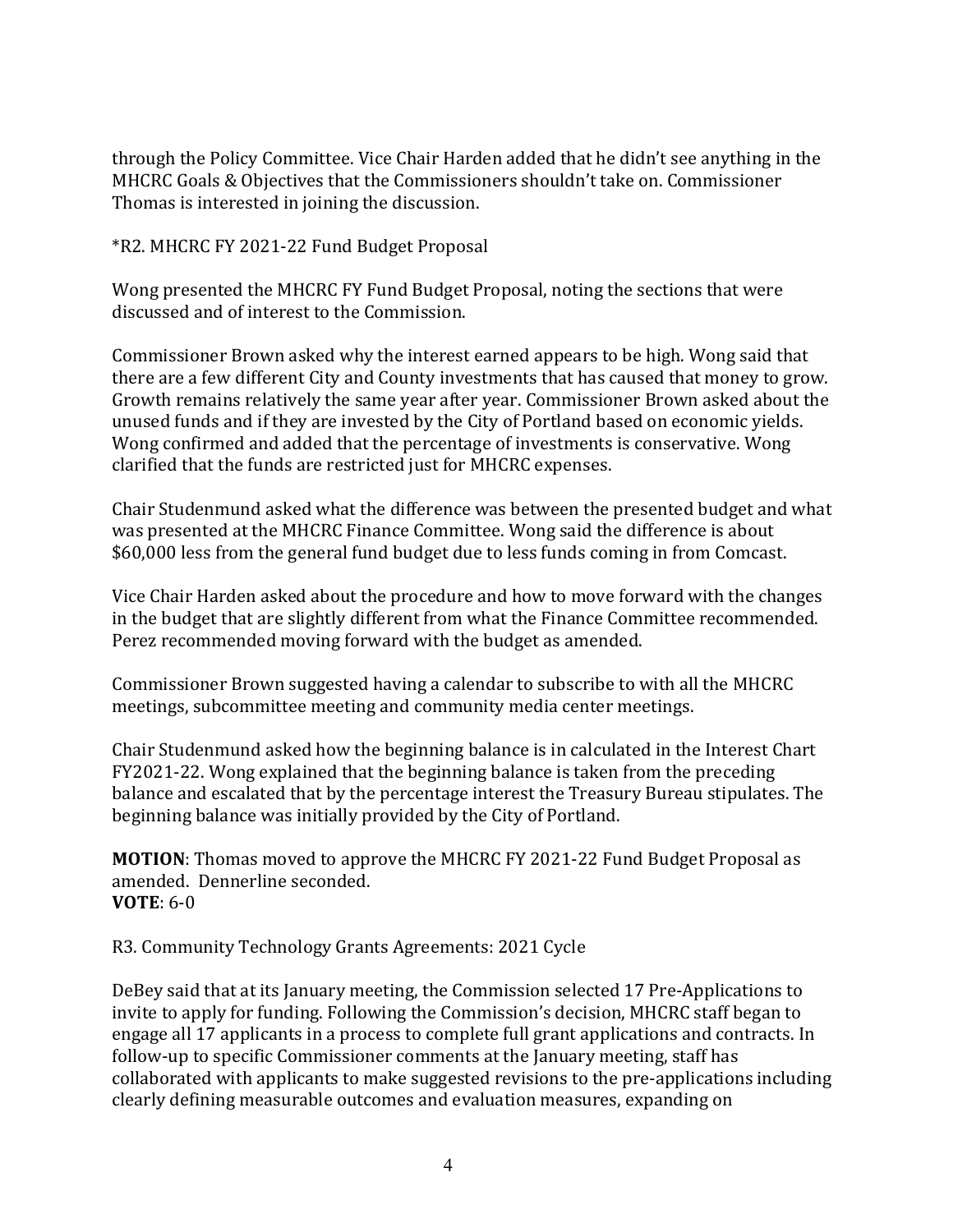through the Policy Committee. Vice Chair Harden added that he didn't see anything in the MHCRC Goals & Objectives that the Commissioners shouldn't take on. Commissioner Thomas is interested in joining the discussion.

*R2. MHCRC FY 2021-22 Fund Budget Proposal

Wong presented the MHCRC FY Fund Budget Proposal, noting the sections that were discussed and of interest to the Commission.

Commissioner Brown asked why the interest earned appears to be high. Wong said that there are a few different City and County investments that has caused that money to grow. Growth remains relatively the same year after year. Commissioner Brown asked about the unused funds and if they are invested by the City of Portland based on economic yields. Wong confirmed and added that the percentage of investments is conservative. Wong clarified that the funds are restricted just for MHCRC expenses.

Chair Studenmund asked what the difference was between the presented budget and what was presented at the MHCRC Finance Committee. Wong said the difference is about $60,000 less from the general fund budget due to less funds coming in from Comcast.

Vice Chair Harden asked about the procedure and how to move forward with the changes in the budget that are slightly different from what the Finance Committee recommended. Perez recommended moving forward with the budget as amended.

Commissioner Brown suggested having a calendar to subscribe to with all the MHCRC meetings, subcommittee meeting and community media center meetings.

Chair Studenmund asked how the beginning balance is in calculated in the Interest Chart FY2021-22. Wong explained that the beginning balance is taken from the preceding balance and escalated that by the percentage interest the Treasury Bureau stipulates. The beginning balance was initially provided by the City of Portland.

**MOTION**: Thomas moved to approve the MHCRC FY 2021-22 Fund Budget Proposal as amended. Dennerline seconded.
**VOTE**: 6-0

R3. Community Technology Grants Agreements: 2021 Cycle

DeBey said that at its January meeting, the Commission selected 17 Pre-Applications to invite to apply for funding. Following the Commission's decision, MHCRC staff began to engage all 17 applicants in a process to complete full grant applications and contracts. In follow-up to specific Commissioner comments at the January meeting, staff has collaborated with applicants to make suggested revisions to the pre-applications including clearly defining measurable outcomes and evaluation measures, expanding on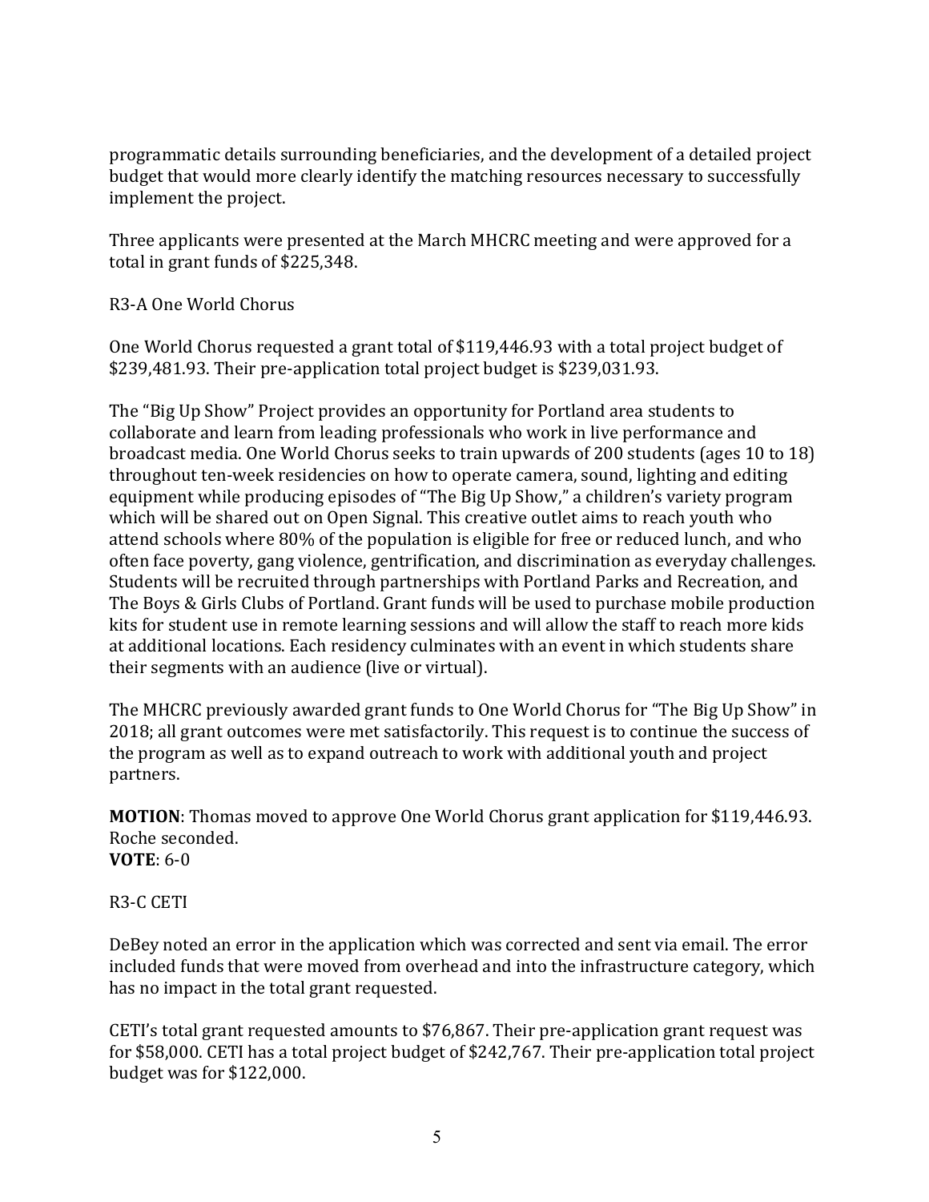programmatic details surrounding beneficiaries, and the development of a detailed project budget that would more clearly identify the matching resources necessary to successfully implement the project.

Three applicants were presented at the March MHCRC meeting and were approved for a total in grant funds of $225,348.

R3-A One World Chorus

One World Chorus requested a grant total of $119,446.93 with a total project budget of $239,481.93. Their pre-application total project budget is $239,031.93.

The "Big Up Show" Project provides an opportunity for Portland area students to collaborate and learn from leading professionals who work in live performance and broadcast media. One World Chorus seeks to train upwards of 200 students (ages 10 to 18) throughout ten-week residencies on how to operate camera, sound, lighting and editing equipment while producing episodes of "The Big Up Show," a children's variety program which will be shared out on Open Signal. This creative outlet aims to reach youth who attend schools where 80% of the population is eligible for free or reduced lunch, and who often face poverty, gang violence, gentrification, and discrimination as everyday challenges. Students will be recruited through partnerships with Portland Parks and Recreation, and The Boys & Girls Clubs of Portland. Grant funds will be used to purchase mobile production kits for student use in remote learning sessions and will allow the staff to reach more kids at additional locations. Each residency culminates with an event in which students share their segments with an audience (live or virtual).

The MHCRC previously awarded grant funds to One World Chorus for "The Big Up Show" in 2018; all grant outcomes were met satisfactorily. This request is to continue the success of the program as well as to expand outreach to work with additional youth and project partners.

**MOTION**: Thomas moved to approve One World Chorus grant application for $119,446.93. Roche seconded.
**VOTE**: 6-0

R3-C CETI

DeBey noted an error in the application which was corrected and sent via email. The error included funds that were moved from overhead and into the infrastructure category, which has no impact in the total grant requested.

CETI's total grant requested amounts to $76,867. Their pre-application grant request was for $58,000. CETI has a total project budget of $242,767. Their pre-application total project budget was for $122,000.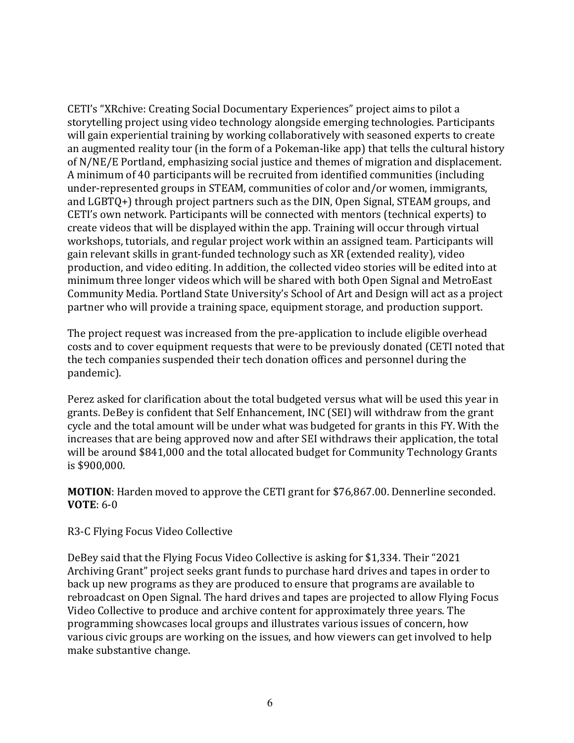CETI's "XRchive: Creating Social Documentary Experiences" project aims to pilot a storytelling project using video technology alongside emerging technologies. Participants will gain experiential training by working collaboratively with seasoned experts to create an augmented reality tour (in the form of a Pokeman-like app) that tells the cultural history of N/NE/E Portland, emphasizing social justice and themes of migration and displacement. A minimum of 40 participants will be recruited from identified communities (including under-represented groups in STEAM, communities of color and/or women, immigrants, and LGBTQ+) through project partners such as the DIN, Open Signal, STEAM groups, and CETI's own network. Participants will be connected with mentors (technical experts) to create videos that will be displayed within the app. Training will occur through virtual workshops, tutorials, and regular project work within an assigned team. Participants will gain relevant skills in grant-funded technology such as XR (extended reality), video production, and video editing. In addition, the collected video stories will be edited into at minimum three longer videos which will be shared with both Open Signal and MetroEast Community Media. Portland State University's School of Art and Design will act as a project partner who will provide a training space, equipment storage, and production support.

The project request was increased from the pre-application to include eligible overhead costs and to cover equipment requests that were to be previously donated (CETI noted that the tech companies suspended their tech donation offices and personnel during the pandemic).

Perez asked for clarification about the total budgeted versus what will be used this year in grants. DeBey is confident that Self Enhancement, INC (SEI) will withdraw from the grant cycle and the total amount will be under what was budgeted for grants in this FY. With the increases that are being approved now and after SEI withdraws their application, the total will be around $841,000 and the total allocated budget for Community Technology Grants is $900,000.

**MOTION**: Harden moved to approve the CETI grant for $76,867.00. Dennerline seconded.
**VOTE**: 6-0

R3-C Flying Focus Video Collective

DeBey said that the Flying Focus Video Collective is asking for $1,334. Their "2021 Archiving Grant" project seeks grant funds to purchase hard drives and tapes in order to back up new programs as they are produced to ensure that programs are available to rebroadcast on Open Signal. The hard drives and tapes are projected to allow Flying Focus Video Collective to produce and archive content for approximately three years. The programming showcases local groups and illustrates various issues of concern, how various civic groups are working on the issues, and how viewers can get involved to help make substantive change.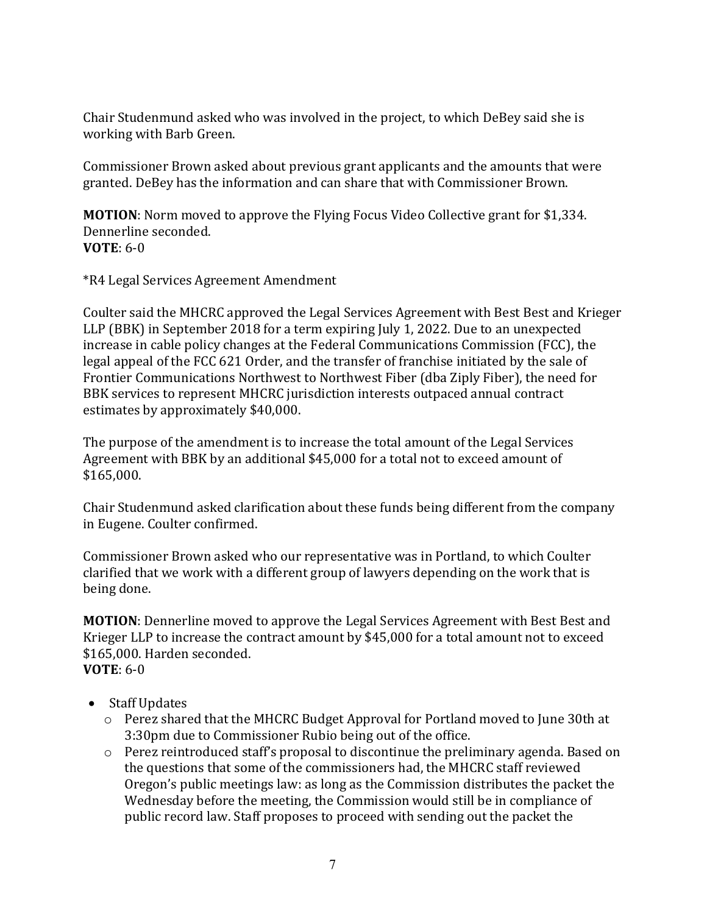Chair Studenmund asked who was involved in the project, to which DeBey said she is working with Barb Green.

Commissioner Brown asked about previous grant applicants and the amounts that were granted. DeBey has the information and can share that with Commissioner Brown.

**MOTION**: Norm moved to approve the Flying Focus Video Collective grant for $1,334. Dennerline seconded.
**VOTE**: 6-0

*R4 Legal Services Agreement Amendment

Coulter said the MHCRC approved the Legal Services Agreement with Best Best and Krieger LLP (BBK) in September 2018 for a term expiring July 1, 2022. Due to an unexpected increase in cable policy changes at the Federal Communications Commission (FCC), the legal appeal of the FCC 621 Order, and the transfer of franchise initiated by the sale of Frontier Communications Northwest to Northwest Fiber (dba Ziply Fiber), the need for BBK services to represent MHCRC jurisdiction interests outpaced annual contract estimates by approximately $40,000.

The purpose of the amendment is to increase the total amount of the Legal Services Agreement with BBK by an additional $45,000 for a total not to exceed amount of $165,000.

Chair Studenmund asked clarification about these funds being different from the company in Eugene. Coulter confirmed.

Commissioner Brown asked who our representative was in Portland, to which Coulter clarified that we work with a different group of lawyers depending on the work that is being done.

**MOTION**: Dennerline moved to approve the Legal Services Agreement with Best Best and Krieger LLP to increase the contract amount by $45,000 for a total amount not to exceed $165,000. Harden seconded.
**VOTE**: 6-0

- Staff Updates
  - Perez shared that the MHCRC Budget Approval for Portland moved to June 30th at 3:30pm due to Commissioner Rubio being out of the office.
  - Perez reintroduced staff's proposal to discontinue the preliminary agenda. Based on the questions that some of the commissioners had, the MHCRC staff reviewed Oregon's public meetings law: as long as the Commission distributes the packet the Wednesday before the meeting, the Commission would still be in compliance of public record law. Staff proposes to proceed with sending out the packet the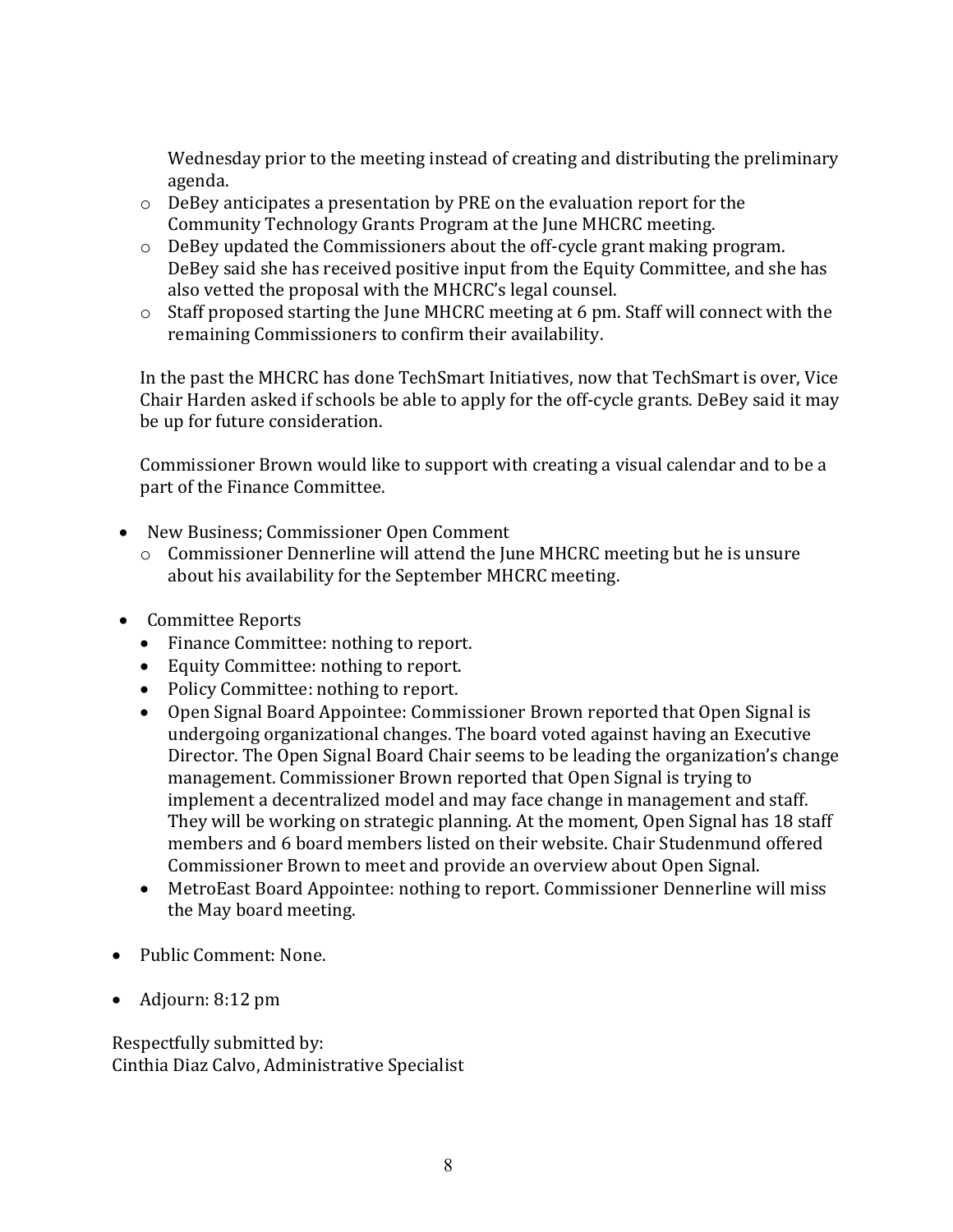Wednesday prior to the meeting instead of creating and distributing the preliminary agenda.

- DeBey anticipates a presentation by PRE on the evaluation report for the Community Technology Grants Program at the June MHCRC meeting.
- DeBey updated the Commissioners about the off-cycle grant making program. DeBey said she has received positive input from the Equity Committee, and she has also vetted the proposal with the MHCRC's legal counsel.
- Staff proposed starting the June MHCRC meeting at 6 pm. Staff will connect with the remaining Commissioners to confirm their availability.

In the past the MHCRC has done TechSmart Initiatives, now that TechSmart is over, Vice Chair Harden asked if schools be able to apply for the off-cycle grants. DeBey said it may be up for future consideration.

Commissioner Brown would like to support with creating a visual calendar and to be a part of the Finance Committee.

- New Business; Commissioner Open Comment
  - Commissioner Dennerline will attend the June MHCRC meeting but he is unsure about his availability for the September MHCRC meeting.

- Committee Reports
  - Finance Committee: nothing to report.
  - Equity Committee: nothing to report.
  - Policy Committee: nothing to report.
  - Open Signal Board Appointee: Commissioner Brown reported that Open Signal is undergoing organizational changes. The board voted against having an Executive Director. The Open Signal Board Chair seems to be leading the organization's change management. Commissioner Brown reported that Open Signal is trying to implement a decentralized model and may face change in management and staff. They will be working on strategic planning. At the moment, Open Signal has 18 staff members and 6 board members listed on their website. Chair Studenmund offered Commissioner Brown to meet and provide an overview about Open Signal.
  - MetroEast Board Appointee: nothing to report. Commissioner Dennerline will miss the May board meeting.

- Public Comment: None.

- Adjourn: 8:12 pm

Respectfully submitted by:
Cinthia Diaz Calvo, Administrative Specialist